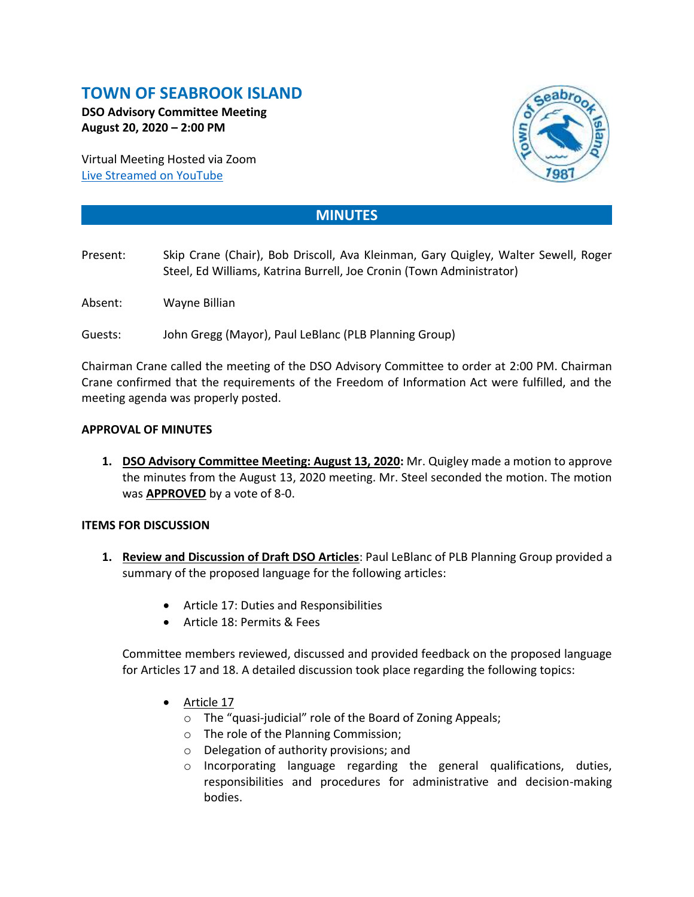# TOWN OF SEABROOK ISLAND

**DSO Advisory Committee Meeting**
**August 20, 2020 – 2:00 PM**

Virtual Meeting Hosted via Zoom
Live Streamed on YouTube

## MINUTES

Present: Skip Crane (Chair), Bob Driscoll, Ava Kleinman, Gary Quigley, Walter Sewell, Roger Steel, Ed Williams, Katrina Burrell, Joe Cronin (Town Administrator)

Absent: Wayne Billian

Guests: John Gregg (Mayor), Paul LeBlanc (PLB Planning Group)

Chairman Crane called the meeting of the DSO Advisory Committee to order at 2:00 PM. Chairman Crane confirmed that the requirements of the Freedom of Information Act were fulfilled, and the meeting agenda was properly posted.

**APPROVAL OF MINUTES**

1. **DSO Advisory Committee Meeting: August 13, 2020:** Mr. Quigley made a motion to approve the minutes from the August 13, 2020 meeting. Mr. Steel seconded the motion. The motion was **APPROVED** by a vote of 8-0.

**ITEMS FOR DISCUSSION**

1. **Review and Discussion of Draft DSO Articles**: Paul LeBlanc of PLB Planning Group provided a summary of the proposed language for the following articles:

   - Article 17: Duties and Responsibilities
   - Article 18: Permits & Fees

   Committee members reviewed, discussed and provided feedback on the proposed language for Articles 17 and 18. A detailed discussion took place regarding the following topics:

   - Article 17
     - The "quasi-judicial" role of the Board of Zoning Appeals;
     - The role of the Planning Commission;
     - Delegation of authority provisions; and
     - Incorporating language regarding the general qualifications, duties, responsibilities and procedures for administrative and decision-making bodies.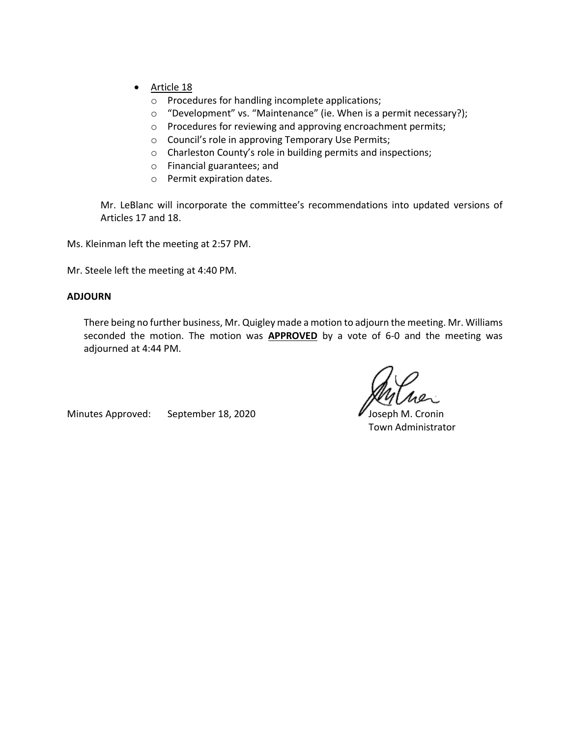- Article 18
  - Procedures for handling incomplete applications;
  - "Development" vs. "Maintenance" (ie. When is a permit necessary?);
  - Procedures for reviewing and approving encroachment permits;
  - Council's role in approving Temporary Use Permits;
  - Charleston County's role in building permits and inspections;
  - Financial guarantees; and
  - Permit expiration dates.

Mr. LeBlanc will incorporate the committee's recommendations into updated versions of Articles 17 and 18.

Ms. Kleinman left the meeting at 2:57 PM.

Mr. Steele left the meeting at 4:40 PM.

**ADJOURN**

There being no further business, Mr. Quigley made a motion to adjourn the meeting. Mr. Williams seconded the motion. The motion was **APPROVED** by a vote of 6-0 and the meeting was adjourned at 4:44 PM.

Minutes Approved: September 18, 2020

Joseph M. Cronin
Town Administrator